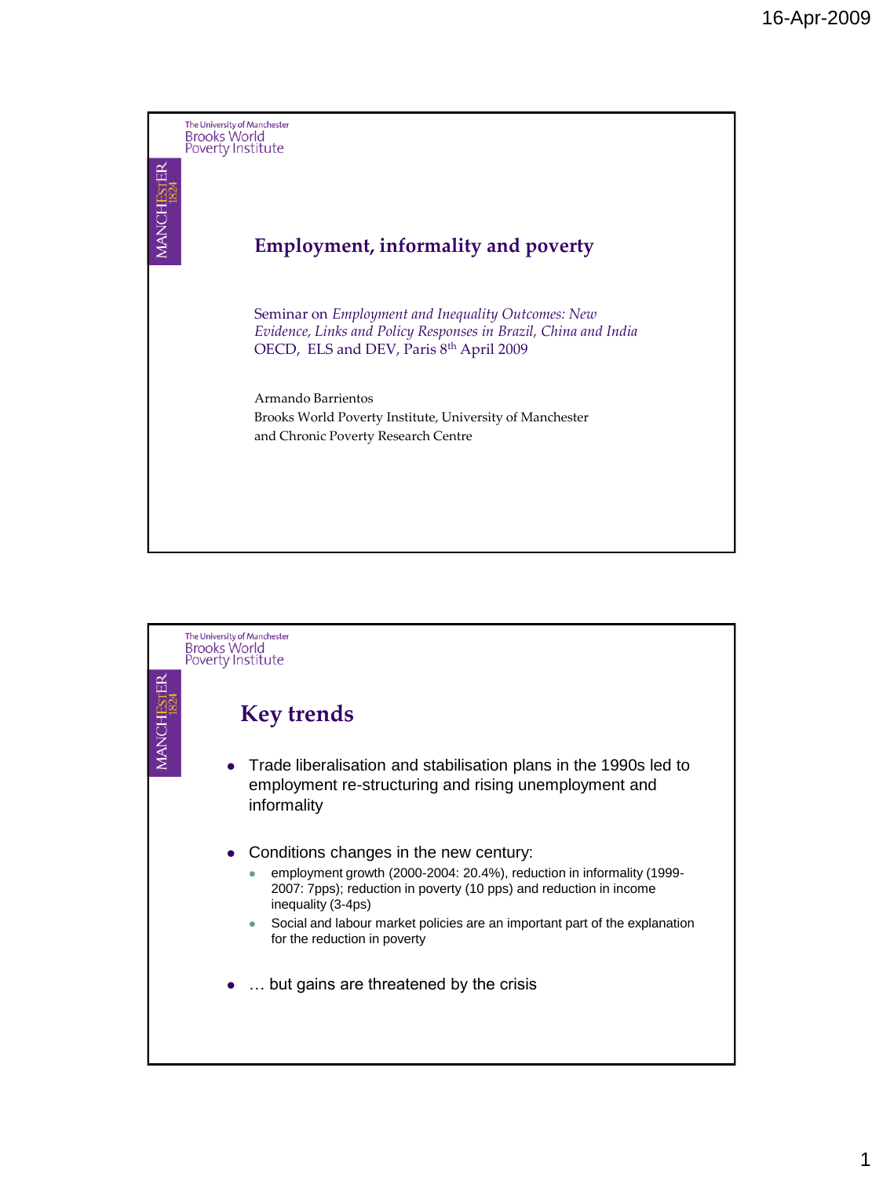# Employment, informality and poverty

Seminar on *Employment and Inequality Outcomes: New Evidence, Links and Policy Responses in Brazil, China and India*
OECD, ELS and DEV, Paris 8th April 2009

Armando Barrientos
Brooks World Poverty Institute, University of Manchester
and Chronic Poverty Research Centre

## Key trends

- Trade liberalisation and stabilisation plans in the 1990s led to employment re-structuring and rising unemployment and informality
- Conditions changes in the new century:
  - employment growth (2000-2004: 20.4%), reduction in informality (1999-2007: 7pps); reduction in poverty (10 pps) and reduction in income inequality (3-4ps)
  - Social and labour market policies are an important part of the explanation for the reduction in poverty
- … but gains are threatened by the crisis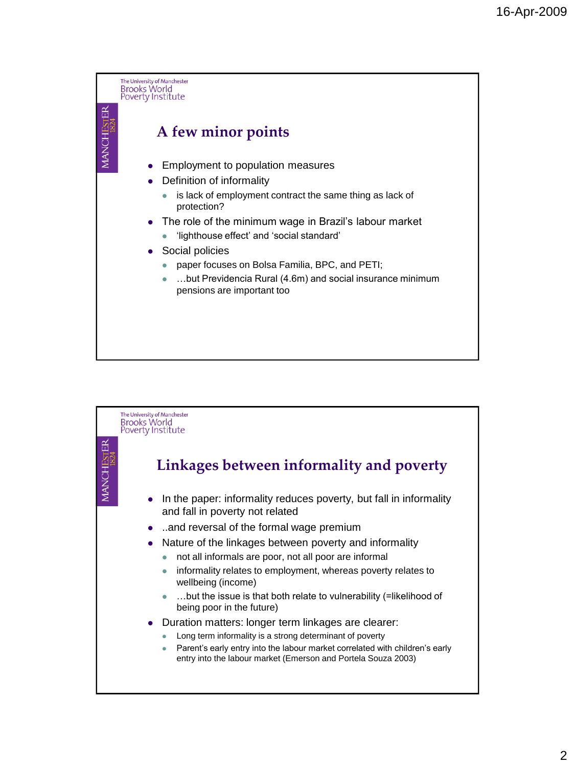## A few minor points

- Employment to population measures
- Definition of informality
  - is lack of employment contract the same thing as lack of protection?
- The role of the minimum wage in Brazil's labour market
  - 'lighthouse effect' and 'social standard'
- Social policies
  - paper focuses on Bolsa Familia, BPC, and PETI;
  - …but Previdencia Rural (4.6m) and social insurance minimum pensions are important too

## Linkages between informality and poverty

- In the paper: informality reduces poverty, but fall in informality and fall in poverty not related
- ..and reversal of the formal wage premium
- Nature of the linkages between poverty and informality
  - not all informals are poor, not all poor are informal
  - informality relates to employment, whereas poverty relates to wellbeing (income)
  - …but the issue is that both relate to vulnerability (=likelihood of being poor in the future)
- Duration matters: longer term linkages are clearer:
  - Long term informality is a strong determinant of poverty
  - Parent's early entry into the labour market correlated with children's early entry into the labour market (Emerson and Portela Souza 2003)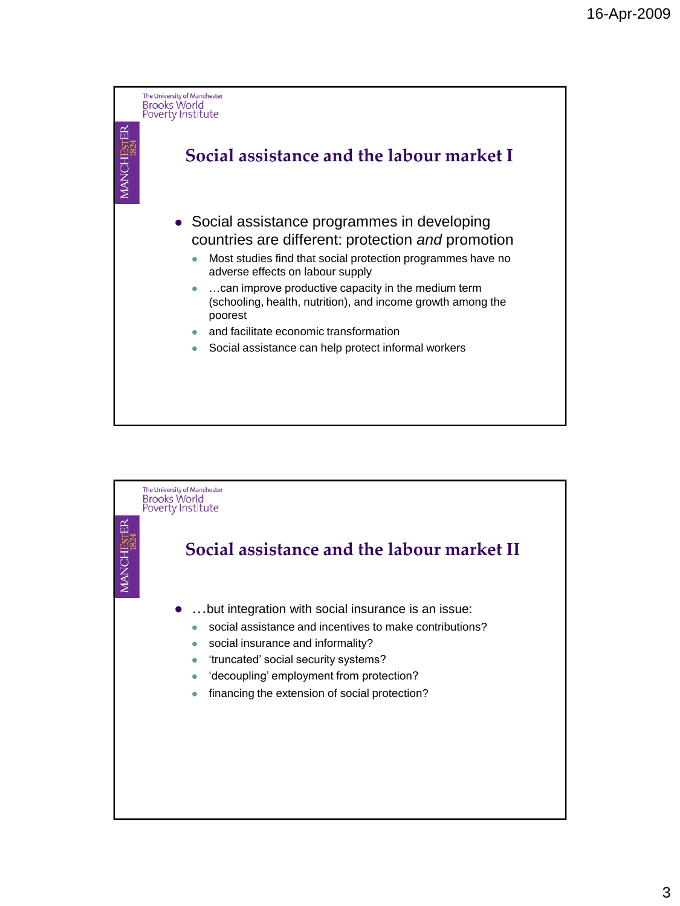## Social assistance and the labour market I

- Social assistance programmes in developing countries are different: protection *and* promotion
  - Most studies find that social protection programmes have no adverse effects on labour supply
  - …can improve productive capacity in the medium term (schooling, health, nutrition), and income growth among the poorest
  - and facilitate economic transformation
  - Social assistance can help protect informal workers

## Social assistance and the labour market II

- …but integration with social insurance is an issue:
  - social assistance and incentives to make contributions?
  - social insurance and informality?
  - 'truncated' social security systems?
  - 'decoupling' employment from protection?
  - financing the extension of social protection?